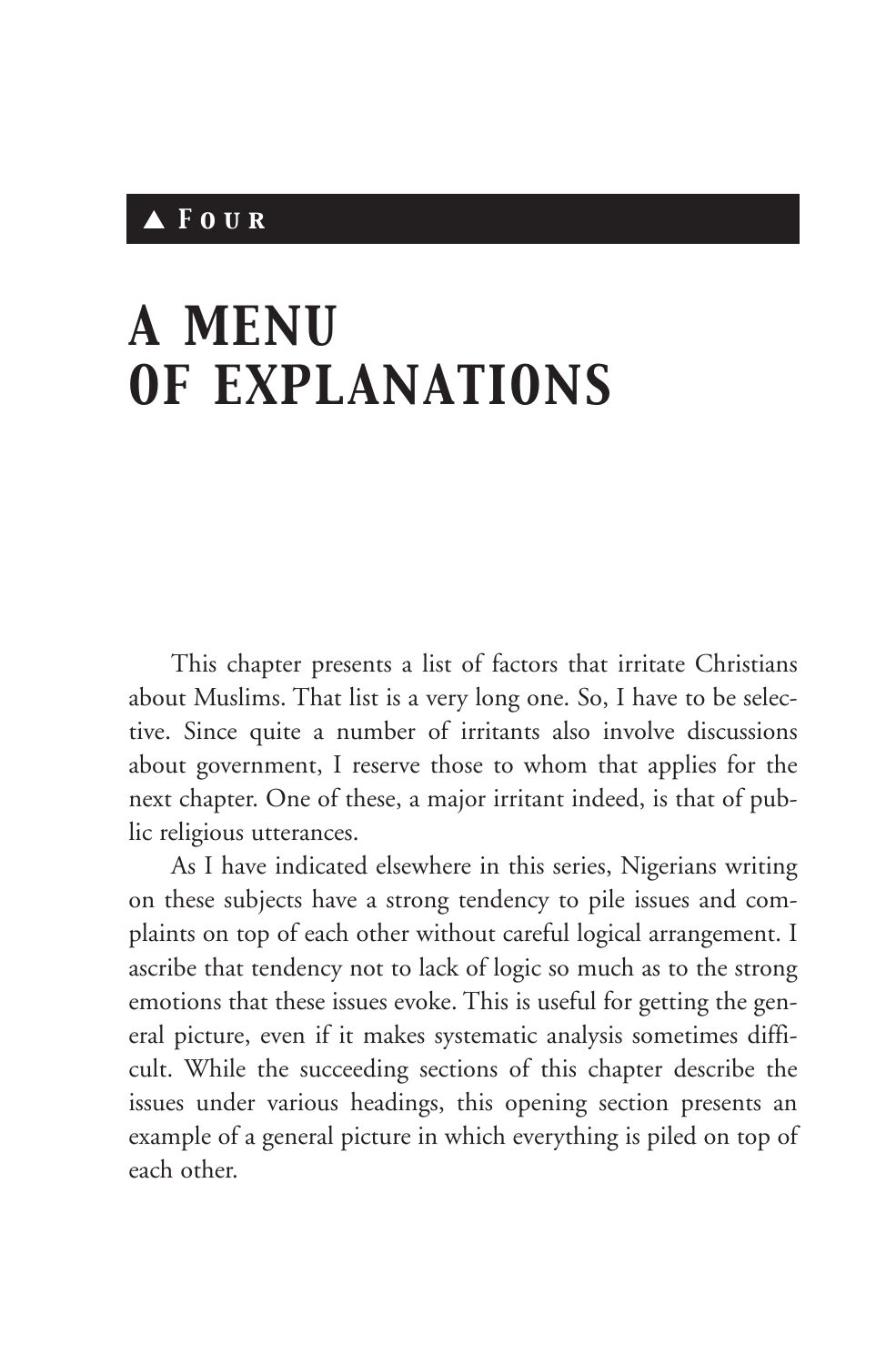▲ **FOUR**

# A MENU OF EXPLANATIONS

This chapter presents a list of factors that irritate Christians about Muslims. That list is a very long one. So, I have to be selective. Since quite a number of irritants also involve discussions about government, I reserve those to whom that applies for the next chapter. One of these, a major irritant indeed, is that of public religious utterances.

As I have indicated elsewhere in this series, Nigerians writing on these subjects have a strong tendency to pile issues and complaints on top of each other without careful logical arrangement. I ascribe that tendency not to lack of logic so much as to the strong emotions that these issues evoke. This is useful for getting the general picture, even if it makes systematic analysis sometimes difficult. While the succeeding sections of this chapter describe the issues under various headings, this opening section presents an example of a general picture in which everything is piled on top of each other.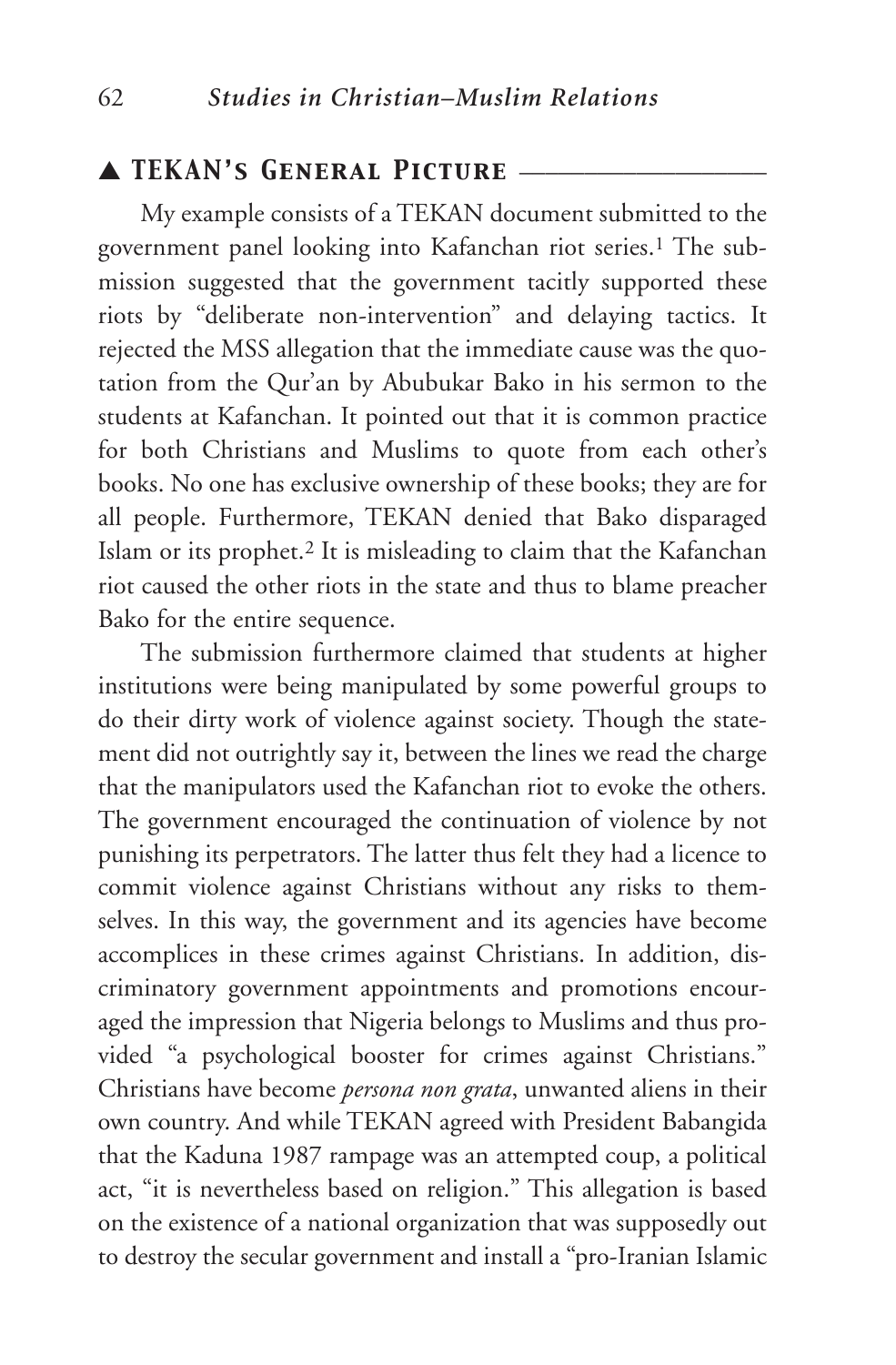## ▲ TEKAN's General Picture

My example consists of a TEKAN document submitted to the government panel looking into Kafanchan riot series.[1] The submission suggested that the government tacitly supported these riots by "deliberate non-intervention" and delaying tactics. It rejected the MSS allegation that the immediate cause was the quotation from the Qur'an by Abubukar Bako in his sermon to the students at Kafanchan. It pointed out that it is common practice for both Christians and Muslims to quote from each other's books. No one has exclusive ownership of these books; they are for all people. Furthermore, TEKAN denied that Bako disparaged Islam or its prophet.[2] It is misleading to claim that the Kafanchan riot caused the other riots in the state and thus to blame preacher Bako for the entire sequence.

The submission furthermore claimed that students at higher institutions were being manipulated by some powerful groups to do their dirty work of violence against society. Though the statement did not outrightly say it, between the lines we read the charge that the manipulators used the Kafanchan riot to evoke the others. The government encouraged the continuation of violence by not punishing its perpetrators. The latter thus felt they had a licence to commit violence against Christians without any risks to themselves. In this way, the government and its agencies have become accomplices in these crimes against Christians. In addition, discriminatory government appointments and promotions encouraged the impression that Nigeria belongs to Muslims and thus provided "a psychological booster for crimes against Christians." Christians have become *persona non grata*, unwanted aliens in their own country. And while TEKAN agreed with President Babangida that the Kaduna 1987 rampage was an attempted coup, a political act, "it is nevertheless based on religion." This allegation is based on the existence of a national organization that was supposedly out to destroy the secular government and install a "pro-Iranian Islamic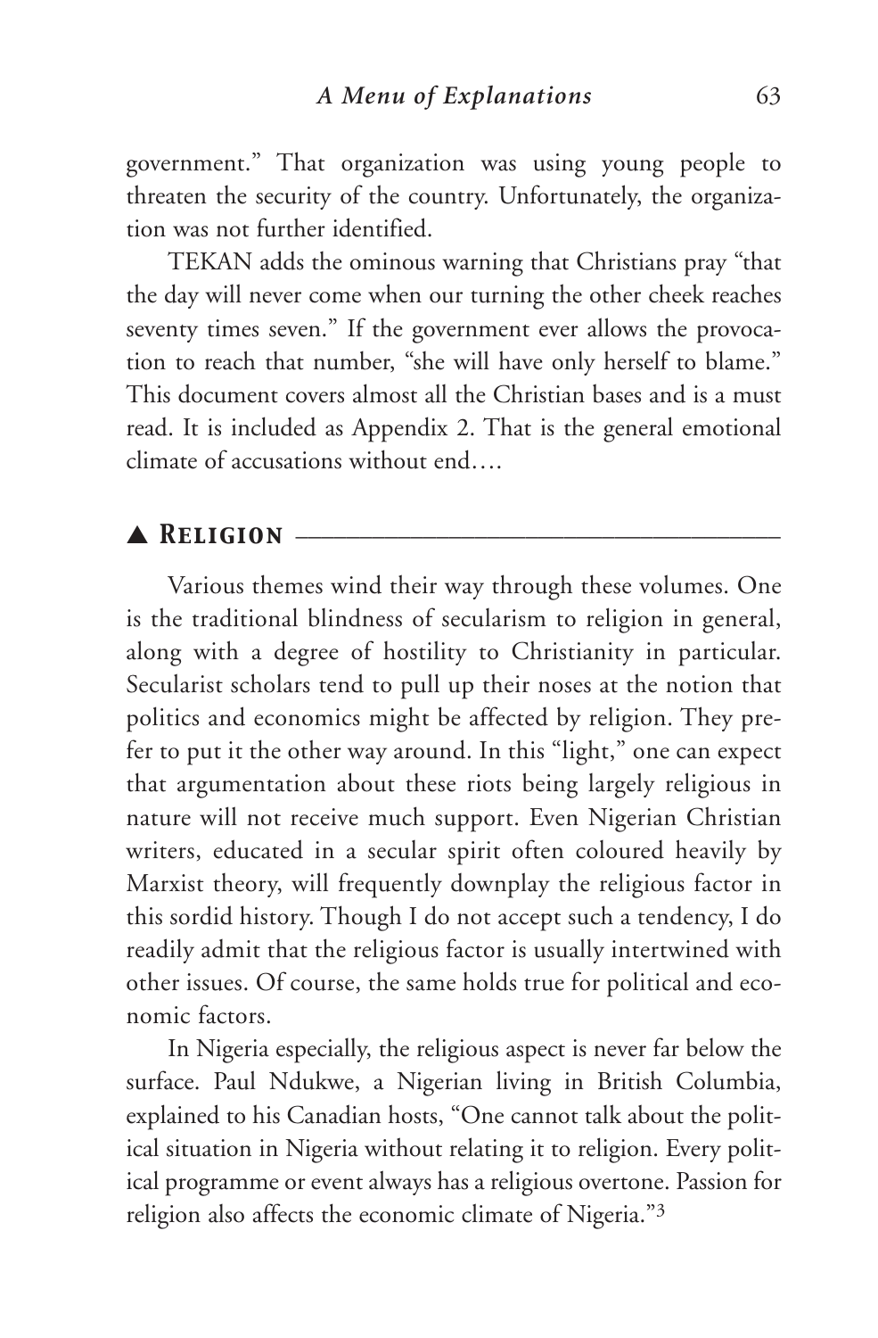government." That organization was using young people to threaten the security of the country. Unfortunately, the organization was not further identified.

TEKAN adds the ominous warning that Christians pray "that the day will never come when our turning the other cheek reaches seventy times seven." If the government ever allows the provocation to reach that number, "she will have only herself to blame." This document covers almost all the Christian bases and is a must read. It is included as Appendix 2. That is the general emotional climate of accusations without end….

## ▲ Religion

Various themes wind their way through these volumes. One is the traditional blindness of secularism to religion in general, along with a degree of hostility to Christianity in particular. Secularist scholars tend to pull up their noses at the notion that politics and economics might be affected by religion. They prefer to put it the other way around. In this "light," one can expect that argumentation about these riots being largely religious in nature will not receive much support. Even Nigerian Christian writers, educated in a secular spirit often coloured heavily by Marxist theory, will frequently downplay the religious factor in this sordid history. Though I do not accept such a tendency, I do readily admit that the religious factor is usually intertwined with other issues. Of course, the same holds true for political and economic factors.

In Nigeria especially, the religious aspect is never far below the surface. Paul Ndukwe, a Nigerian living in British Columbia, explained to his Canadian hosts, "One cannot talk about the political situation in Nigeria without relating it to religion. Every political programme or event always has a religious overtone. Passion for religion also affects the economic climate of Nigeria."[3]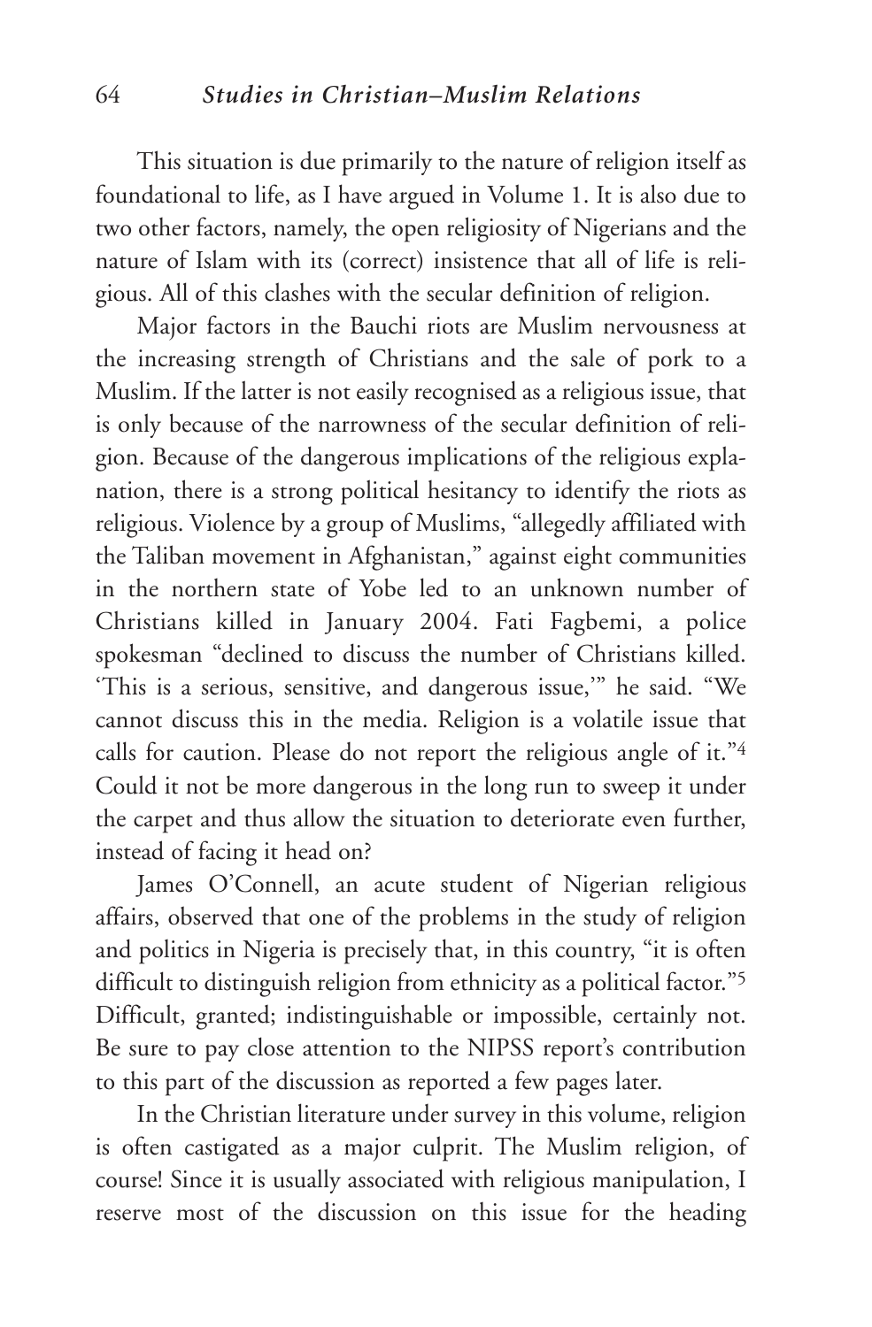This situation is due primarily to the nature of religion itself as foundational to life, as I have argued in Volume 1. It is also due to two other factors, namely, the open religiosity of Nigerians and the nature of Islam with its (correct) insistence that all of life is religious. All of this clashes with the secular definition of religion.

Major factors in the Bauchi riots are Muslim nervousness at the increasing strength of Christians and the sale of pork to a Muslim. If the latter is not easily recognised as a religious issue, that is only because of the narrowness of the secular definition of religion. Because of the dangerous implications of the religious explanation, there is a strong political hesitancy to identify the riots as religious. Violence by a group of Muslims, "allegedly affiliated with the Taliban movement in Afghanistan," against eight communities in the northern state of Yobe led to an unknown number of Christians killed in January 2004. Fati Fagbemi, a police spokesman "declined to discuss the number of Christians killed. 'This is a serious, sensitive, and dangerous issue,'" he said. "We cannot discuss this in the media. Religion is a volatile issue that calls for caution. Please do not report the religious angle of it."[4] Could it not be more dangerous in the long run to sweep it under the carpet and thus allow the situation to deteriorate even further, instead of facing it head on?

James O'Connell, an acute student of Nigerian religious affairs, observed that one of the problems in the study of religion and politics in Nigeria is precisely that, in this country, "it is often difficult to distinguish religion from ethnicity as a political factor."[5] Difficult, granted; indistinguishable or impossible, certainly not. Be sure to pay close attention to the NIPSS report's contribution to this part of the discussion as reported a few pages later.

In the Christian literature under survey in this volume, religion is often castigated as a major culprit. The Muslim religion, of course! Since it is usually associated with religious manipulation, I reserve most of the discussion on this issue for the heading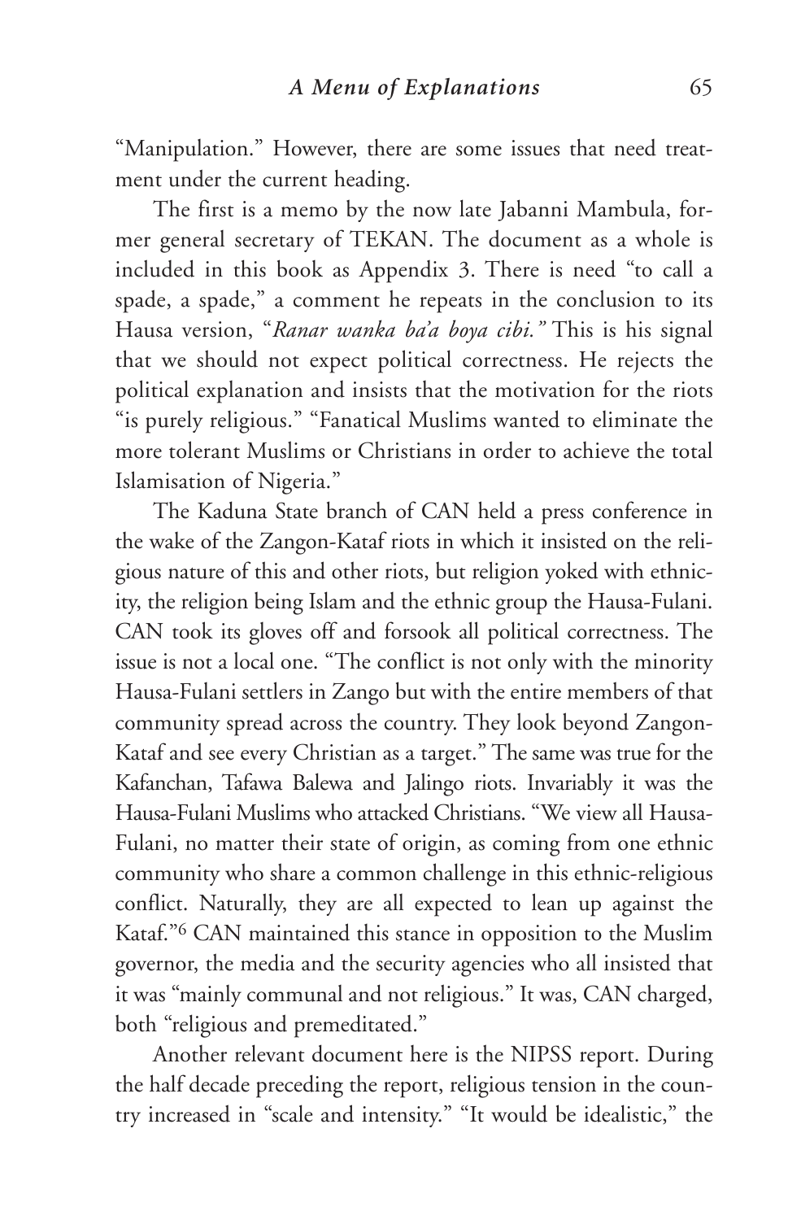"Manipulation." However, there are some issues that need treatment under the current heading.

The first is a memo by the now late Jabanni Mambula, former general secretary of TEKAN. The document as a whole is included in this book as Appendix 3. There is need "to call a spade, a spade," a comment he repeats in the conclusion to its Hausa version, "*Ranar wanka ba'a boya cibi."* This is his signal that we should not expect political correctness. He rejects the political explanation and insists that the motivation for the riots "is purely religious." "Fanatical Muslims wanted to eliminate the more tolerant Muslims or Christians in order to achieve the total Islamisation of Nigeria."

The Kaduna State branch of CAN held a press conference in the wake of the Zangon-Kataf riots in which it insisted on the religious nature of this and other riots, but religion yoked with ethnicity, the religion being Islam and the ethnic group the Hausa-Fulani. CAN took its gloves off and forsook all political correctness. The issue is not a local one. "The conflict is not only with the minority Hausa-Fulani settlers in Zango but with the entire members of that community spread across the country. They look beyond Zangon-Kataf and see every Christian as a target." The same was true for the Kafanchan, Tafawa Balewa and Jalingo riots. Invariably it was the Hausa-Fulani Muslims who attacked Christians. "We view all Hausa-Fulani, no matter their state of origin, as coming from one ethnic community who share a common challenge in this ethnic-religious conflict. Naturally, they are all expected to lean up against the Kataf."[6] CAN maintained this stance in opposition to the Muslim governor, the media and the security agencies who all insisted that it was "mainly communal and not religious." It was, CAN charged, both "religious and premeditated."

Another relevant document here is the NIPSS report. During the half decade preceding the report, religious tension in the country increased in "scale and intensity." "It would be idealistic," the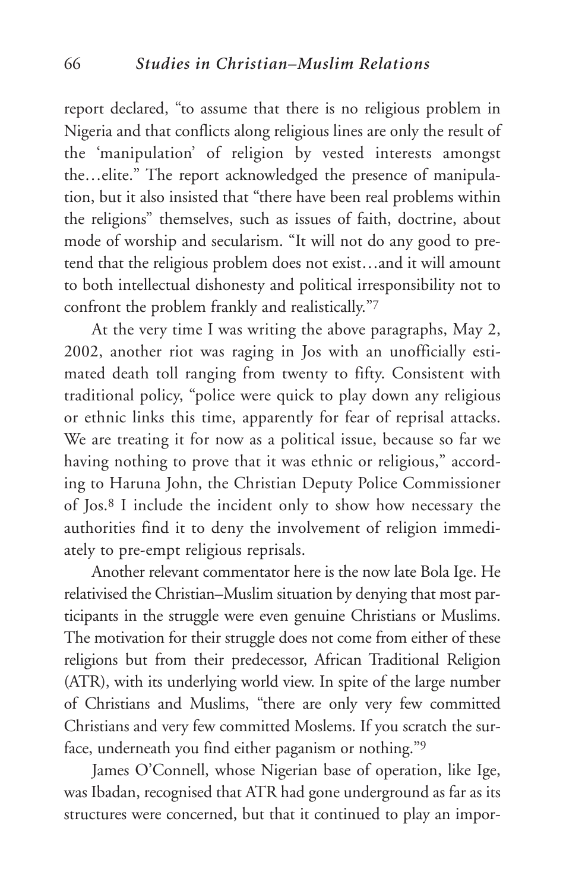report declared, "to assume that there is no religious problem in Nigeria and that conflicts along religious lines are only the result of the 'manipulation' of religion by vested interests amongst the…elite." The report acknowledged the presence of manipulation, but it also insisted that "there have been real problems within the religions" themselves, such as issues of faith, doctrine, about mode of worship and secularism. "It will not do any good to pretend that the religious problem does not exist…and it will amount to both intellectual dishonesty and political irresponsibility not to confront the problem frankly and realistically."[7]

At the very time I was writing the above paragraphs, May 2, 2002, another riot was raging in Jos with an unofficially estimated death toll ranging from twenty to fifty. Consistent with traditional policy, "police were quick to play down any religious or ethnic links this time, apparently for fear of reprisal attacks. We are treating it for now as a political issue, because so far we having nothing to prove that it was ethnic or religious," according to Haruna John, the Christian Deputy Police Commissioner of Jos.[8] I include the incident only to show how necessary the authorities find it to deny the involvement of religion immediately to pre-empt religious reprisals.

Another relevant commentator here is the now late Bola Ige. He relativised the Christian–Muslim situation by denying that most participants in the struggle were even genuine Christians or Muslims. The motivation for their struggle does not come from either of these religions but from their predecessor, African Traditional Religion (ATR), with its underlying world view. In spite of the large number of Christians and Muslims, "there are only very few committed Christians and very few committed Moslems. If you scratch the surface, underneath you find either paganism or nothing."[9]

James O'Connell, whose Nigerian base of operation, like Ige, was Ibadan, recognised that ATR had gone underground as far as its structures were concerned, but that it continued to play an impor-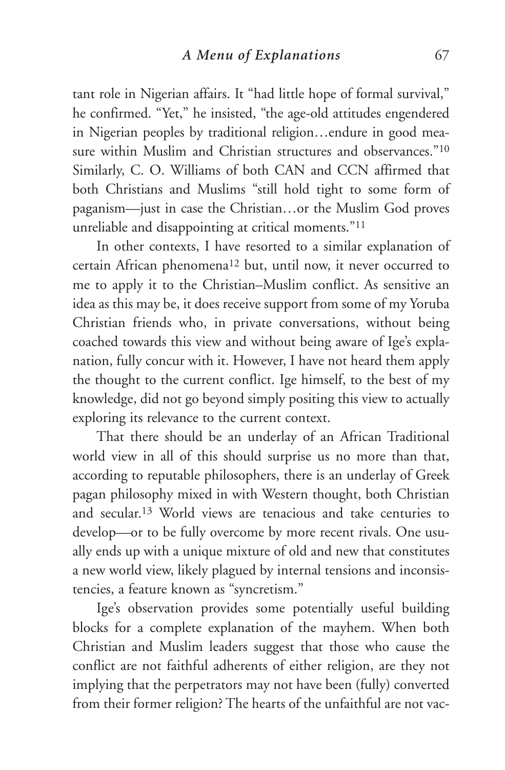tant role in Nigerian affairs. It "had little hope of formal survival," he confirmed. "Yet," he insisted, "the age-old attitudes engendered in Nigerian peoples by traditional religion…endure in good measure within Muslim and Christian structures and observances."[10] Similarly, C. O. Williams of both CAN and CCN affirmed that both Christians and Muslims "still hold tight to some form of paganism—just in case the Christian…or the Muslim God proves unreliable and disappointing at critical moments."[11]

In other contexts, I have resorted to a similar explanation of certain African phenomena[12] but, until now, it never occurred to me to apply it to the Christian–Muslim conflict. As sensitive an idea as this may be, it does receive support from some of my Yoruba Christian friends who, in private conversations, without being coached towards this view and without being aware of Ige's explanation, fully concur with it. However, I have not heard them apply the thought to the current conflict. Ige himself, to the best of my knowledge, did not go beyond simply positing this view to actually exploring its relevance to the current context.

That there should be an underlay of an African Traditional world view in all of this should surprise us no more than that, according to reputable philosophers, there is an underlay of Greek pagan philosophy mixed in with Western thought, both Christian and secular.[13] World views are tenacious and take centuries to develop—or to be fully overcome by more recent rivals. One usually ends up with a unique mixture of old and new that constitutes a new world view, likely plagued by internal tensions and inconsistencies, a feature known as "syncretism."

Ige's observation provides some potentially useful building blocks for a complete explanation of the mayhem. When both Christian and Muslim leaders suggest that those who cause the conflict are not faithful adherents of either religion, are they not implying that the perpetrators may not have been (fully) converted from their former religion? The hearts of the unfaithful are not vac-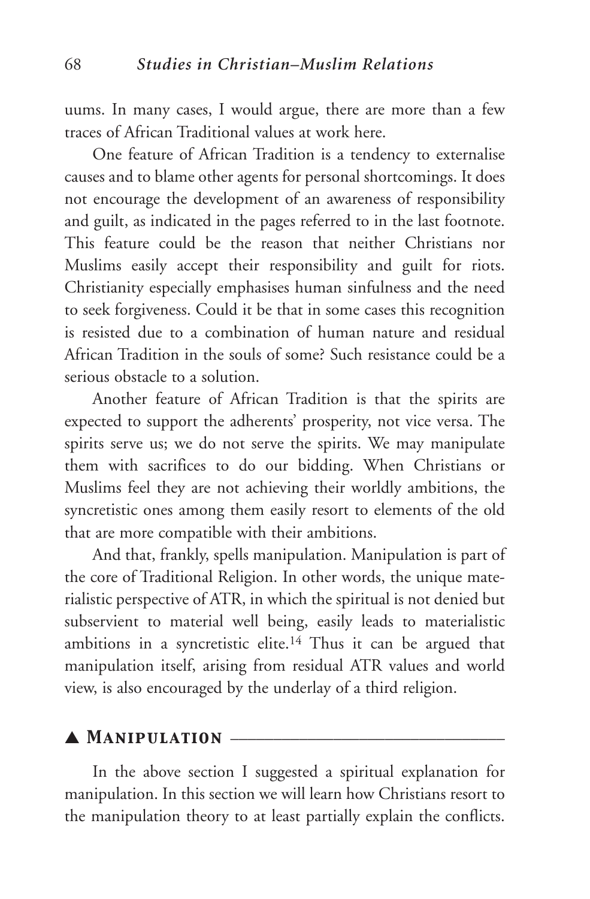uums. In many cases, I would argue, there are more than a few traces of African Traditional values at work here.

One feature of African Tradition is a tendency to externalise causes and to blame other agents for personal shortcomings. It does not encourage the development of an awareness of responsibility and guilt, as indicated in the pages referred to in the last footnote. This feature could be the reason that neither Christians nor Muslims easily accept their responsibility and guilt for riots. Christianity especially emphasises human sinfulness and the need to seek forgiveness. Could it be that in some cases this recognition is resisted due to a combination of human nature and residual African Tradition in the souls of some? Such resistance could be a serious obstacle to a solution.

Another feature of African Tradition is that the spirits are expected to support the adherents' prosperity, not vice versa. The spirits serve us; we do not serve the spirits. We may manipulate them with sacrifices to do our bidding. When Christians or Muslims feel they are not achieving their worldly ambitions, the syncretistic ones among them easily resort to elements of the old that are more compatible with their ambitions.

And that, frankly, spells manipulation. Manipulation is part of the core of Traditional Religion. In other words, the unique materialistic perspective of ATR, in which the spiritual is not denied but subservient to material well being, easily leads to materialistic ambitions in a syncretistic elite.[14] Thus it can be argued that manipulation itself, arising from residual ATR values and world view, is also encouraged by the underlay of a third religion.

## ▲ Manipulation

In the above section I suggested a spiritual explanation for manipulation. In this section we will learn how Christians resort to the manipulation theory to at least partially explain the conflicts.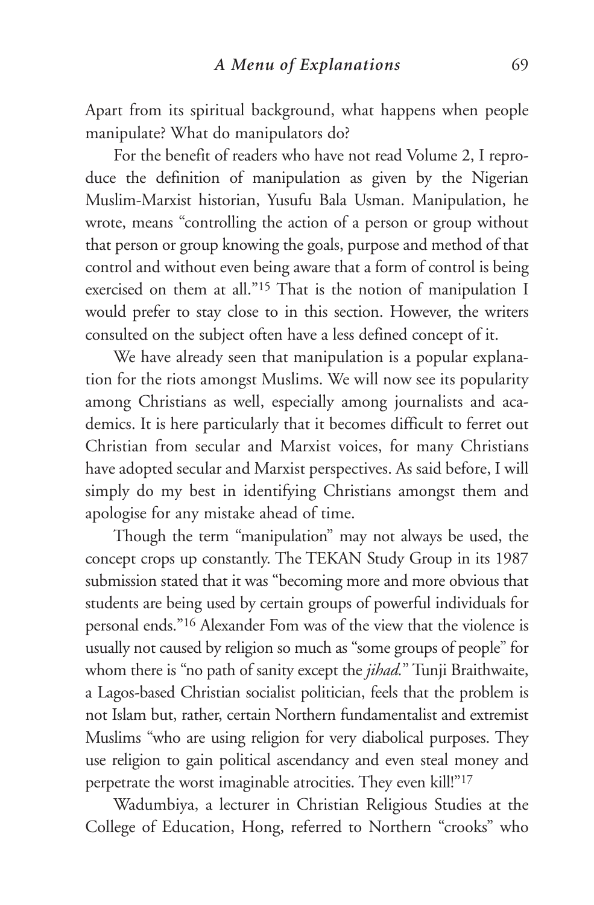Apart from its spiritual background, what happens when people manipulate? What do manipulators do?

For the benefit of readers who have not read Volume 2, I reproduce the definition of manipulation as given by the Nigerian Muslim-Marxist historian, Yusufu Bala Usman. Manipulation, he wrote, means "controlling the action of a person or group without that person or group knowing the goals, purpose and method of that control and without even being aware that a form of control is being exercised on them at all."[15] That is the notion of manipulation I would prefer to stay close to in this section. However, the writers consulted on the subject often have a less defined concept of it.

We have already seen that manipulation is a popular explanation for the riots amongst Muslims. We will now see its popularity among Christians as well, especially among journalists and academics. It is here particularly that it becomes difficult to ferret out Christian from secular and Marxist voices, for many Christians have adopted secular and Marxist perspectives. As said before, I will simply do my best in identifying Christians amongst them and apologise for any mistake ahead of time.

Though the term "manipulation" may not always be used, the concept crops up constantly. The TEKAN Study Group in its 1987 submission stated that it was "becoming more and more obvious that students are being used by certain groups of powerful individuals for personal ends."[16] Alexander Fom was of the view that the violence is usually not caused by religion so much as "some groups of people" for whom there is "no path of sanity except the *jihad.*" Tunji Braithwaite, a Lagos-based Christian socialist politician, feels that the problem is not Islam but, rather, certain Northern fundamentalist and extremist Muslims "who are using religion for very diabolical purposes. They use religion to gain political ascendancy and even steal money and perpetrate the worst imaginable atrocities. They even kill!"[17]

Wadumbiya, a lecturer in Christian Religious Studies at the College of Education, Hong, referred to Northern "crooks" who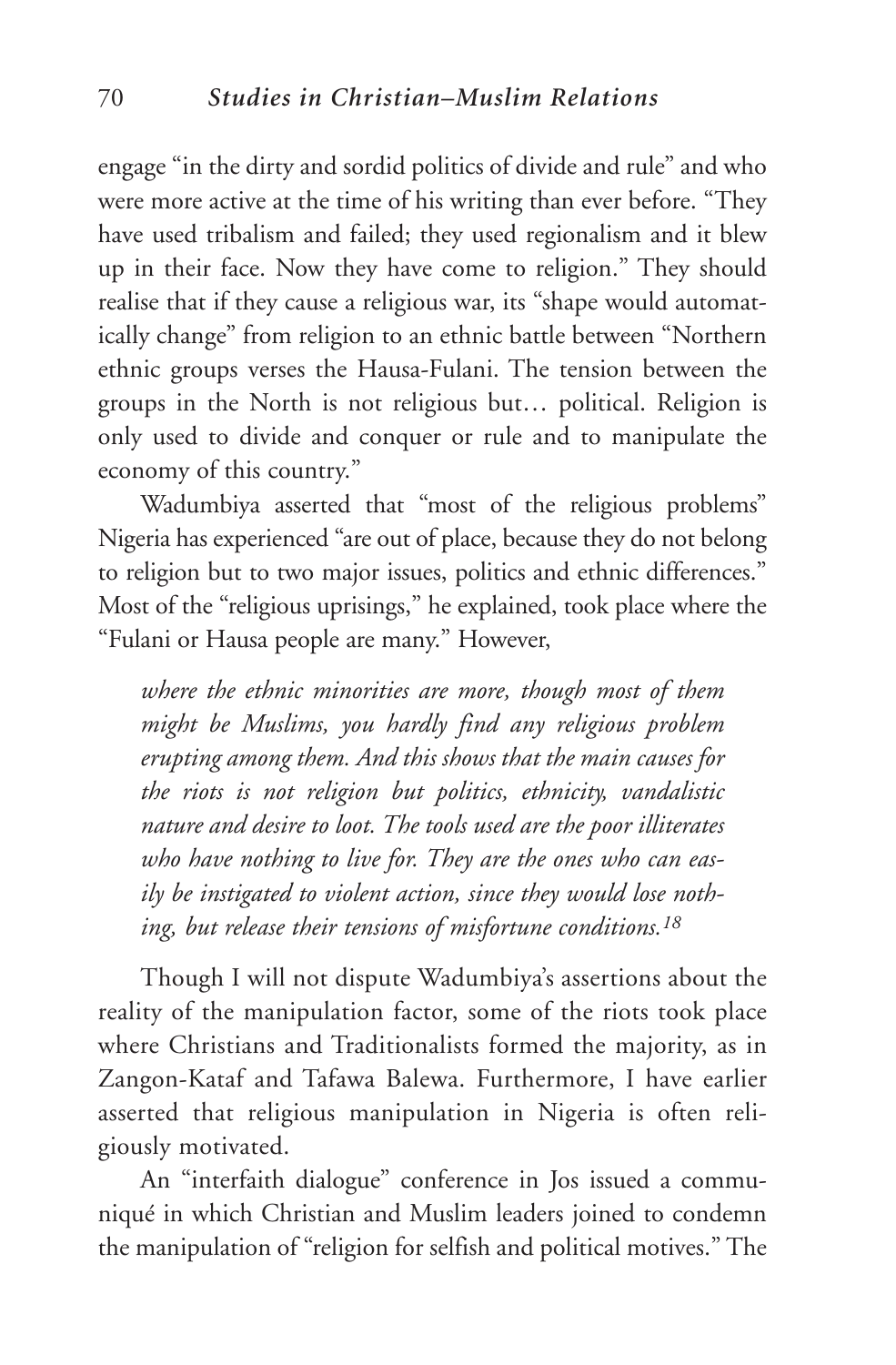engage "in the dirty and sordid politics of divide and rule" and who were more active at the time of his writing than ever before. "They have used tribalism and failed; they used regionalism and it blew up in their face. Now they have come to religion." They should realise that if they cause a religious war, its "shape would automatically change" from religion to an ethnic battle between "Northern ethnic groups verses the Hausa-Fulani. The tension between the groups in the North is not religious but… political. Religion is only used to divide and conquer or rule and to manipulate the economy of this country."

Wadumbiya asserted that "most of the religious problems" Nigeria has experienced "are out of place, because they do not belong to religion but to two major issues, politics and ethnic differences." Most of the "religious uprisings," he explained, took place where the "Fulani or Hausa people are many." However,

> *where the ethnic minorities are more, though most of them might be Muslims, you hardly find any religious problem erupting among them. And this shows that the main causes for the riots is not religion but politics, ethnicity, vandalistic nature and desire to loot. The tools used are the poor illiterates who have nothing to live for. They are the ones who can easily be instigated to violent action, since they would lose nothing, but release their tensions of misfortune conditions.*[18]

Though I will not dispute Wadumbiya's assertions about the reality of the manipulation factor, some of the riots took place where Christians and Traditionalists formed the majority, as in Zangon-Kataf and Tafawa Balewa. Furthermore, I have earlier asserted that religious manipulation in Nigeria is often religiously motivated.

An "interfaith dialogue" conference in Jos issued a communiqué in which Christian and Muslim leaders joined to condemn the manipulation of "religion for selfish and political motives." The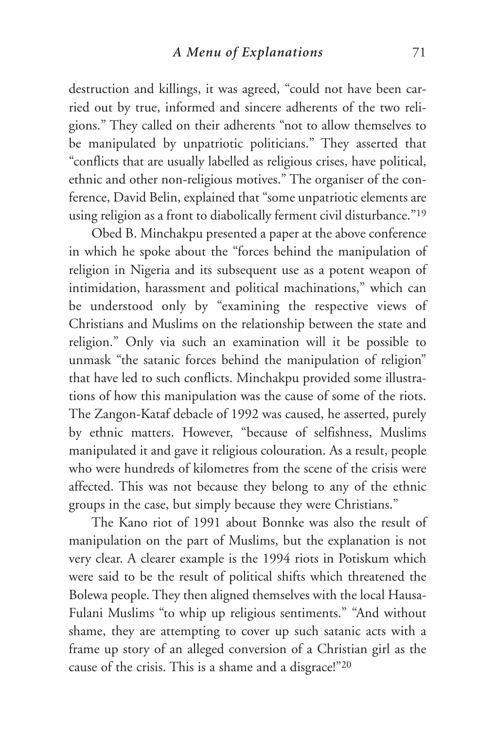destruction and killings, it was agreed, "could not have been carried out by true, informed and sincere adherents of the two religions." They called on their adherents "not to allow themselves to be manipulated by unpatriotic politicians." They asserted that "conflicts that are usually labelled as religious crises, have political, ethnic and other non-religious motives." The organiser of the conference, David Belin, explained that "some unpatriotic elements are using religion as a front to diabolically ferment civil disturbance."[19]

Obed B. Minchakpu presented a paper at the above conference in which he spoke about the "forces behind the manipulation of religion in Nigeria and its subsequent use as a potent weapon of intimidation, harassment and political machinations," which can be understood only by "examining the respective views of Christians and Muslims on the relationship between the state and religion." Only via such an examination will it be possible to unmask "the satanic forces behind the manipulation of religion" that have led to such conflicts. Minchakpu provided some illustrations of how this manipulation was the cause of some of the riots. The Zangon-Kataf debacle of 1992 was caused, he asserted, purely by ethnic matters. However, "because of selfishness, Muslims manipulated it and gave it religious colouration. As a result, people who were hundreds of kilometres from the scene of the crisis were affected. This was not because they belong to any of the ethnic groups in the case, but simply because they were Christians."

The Kano riot of 1991 about Bonnke was also the result of manipulation on the part of Muslims, but the explanation is not very clear. A clearer example is the 1994 riots in Potiskum which were said to be the result of political shifts which threatened the Bolewa people. They then aligned themselves with the local Hausa-Fulani Muslims "to whip up religious sentiments." "And without shame, they are attempting to cover up such satanic acts with a frame up story of an alleged conversion of a Christian girl as the cause of the crisis. This is a shame and a disgrace!"[20]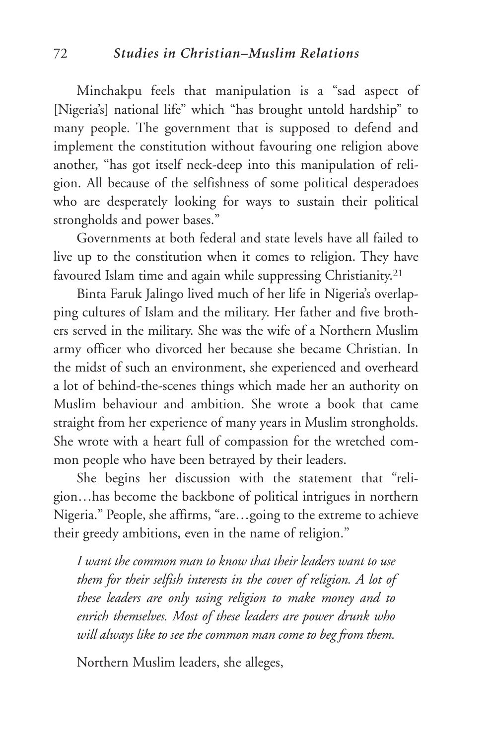Minchakpu feels that manipulation is a "sad aspect of [Nigeria's] national life" which "has brought untold hardship" to many people. The government that is supposed to defend and implement the constitution without favouring one religion above another, "has got itself neck-deep into this manipulation of religion. All because of the selfishness of some political desperadoes who are desperately looking for ways to sustain their political strongholds and power bases."

Governments at both federal and state levels have all failed to live up to the constitution when it comes to religion. They have favoured Islam time and again while suppressing Christianity.[21]

Binta Faruk Jalingo lived much of her life in Nigeria's overlapping cultures of Islam and the military. Her father and five brothers served in the military. She was the wife of a Northern Muslim army officer who divorced her because she became Christian. In the midst of such an environment, she experienced and overheard a lot of behind-the-scenes things which made her an authority on Muslim behaviour and ambition. She wrote a book that came straight from her experience of many years in Muslim strongholds. She wrote with a heart full of compassion for the wretched common people who have been betrayed by their leaders.

She begins her discussion with the statement that "religion…has become the backbone of political intrigues in northern Nigeria." People, she affirms, "are…going to the extreme to achieve their greedy ambitions, even in the name of religion."

> *I want the common man to know that their leaders want to use them for their selfish interests in the cover of religion. A lot of these leaders are only using religion to make money and to enrich themselves. Most of these leaders are power drunk who will always like to see the common man come to beg from them.*

Northern Muslim leaders, she alleges,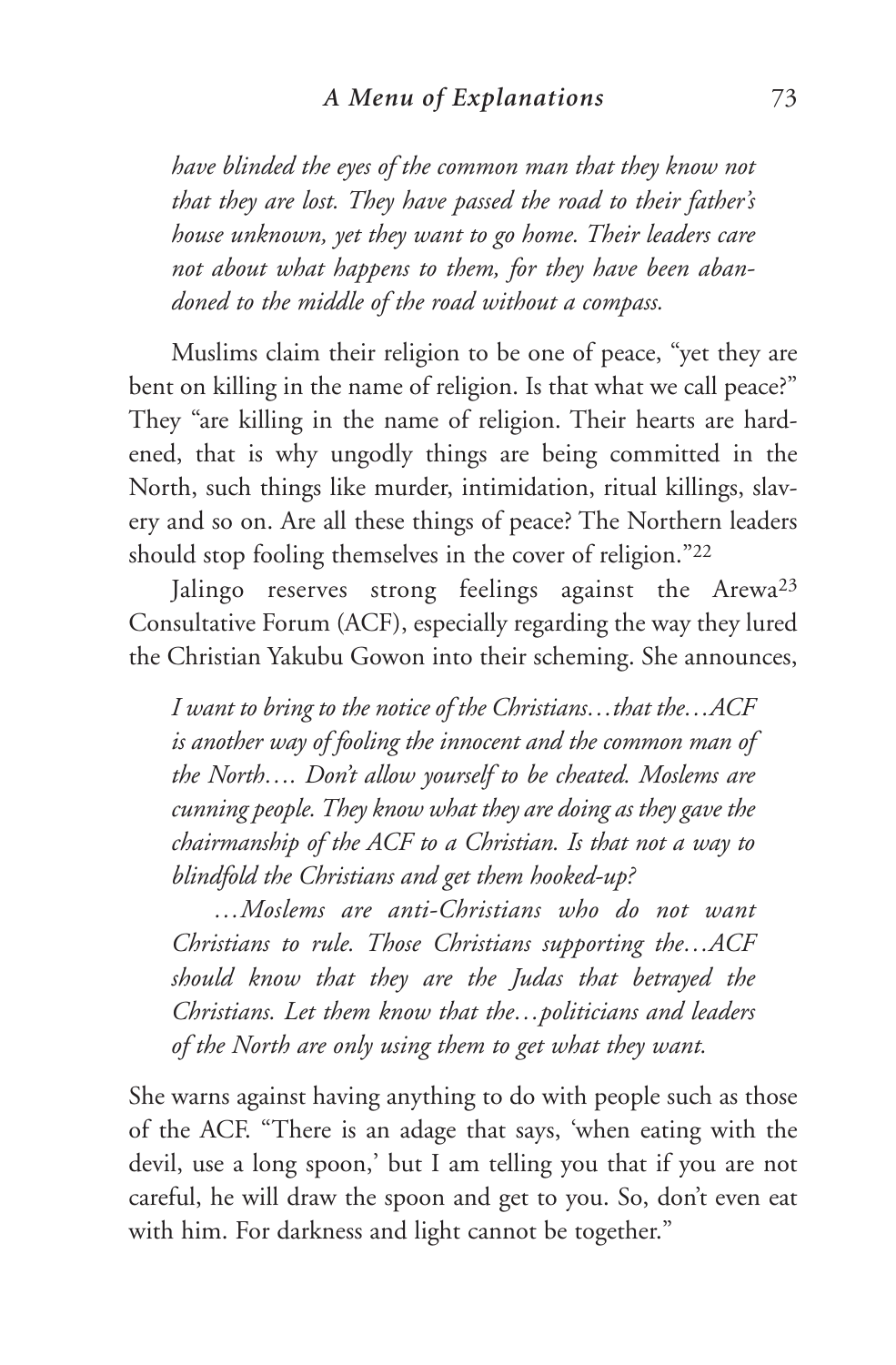*have blinded the eyes of the common man that they know not that they are lost. They have passed the road to their father's house unknown, yet they want to go home. Their leaders care not about what happens to them, for they have been abandoned to the middle of the road without a compass.*

Muslims claim their religion to be one of peace, "yet they are bent on killing in the name of religion. Is that what we call peace?" They "are killing in the name of religion. Their hearts are hardened, that is why ungodly things are being committed in the North, such things like murder, intimidation, ritual killings, slavery and so on. Are all these things of peace? The Northern leaders should stop fooling themselves in the cover of religion."[22]

Jalingo reserves strong feelings against the Arewa[23] Consultative Forum (ACF), especially regarding the way they lured the Christian Yakubu Gowon into their scheming. She announces,

*I want to bring to the notice of the Christians…that the…ACF is another way of fooling the innocent and the common man of the North…. Don't allow yourself to be cheated. Moslems are cunning people. They know what they are doing as they gave the chairmanship of the ACF to a Christian. Is that not a way to blindfold the Christians and get them hooked-up?*

*…Moslems are anti-Christians who do not want Christians to rule. Those Christians supporting the…ACF should know that they are the Judas that betrayed the Christians. Let them know that the…politicians and leaders of the North are only using them to get what they want.*

She warns against having anything to do with people such as those of the ACF. "There is an adage that says, 'when eating with the devil, use a long spoon,' but I am telling you that if you are not careful, he will draw the spoon and get to you. So, don't even eat with him. For darkness and light cannot be together."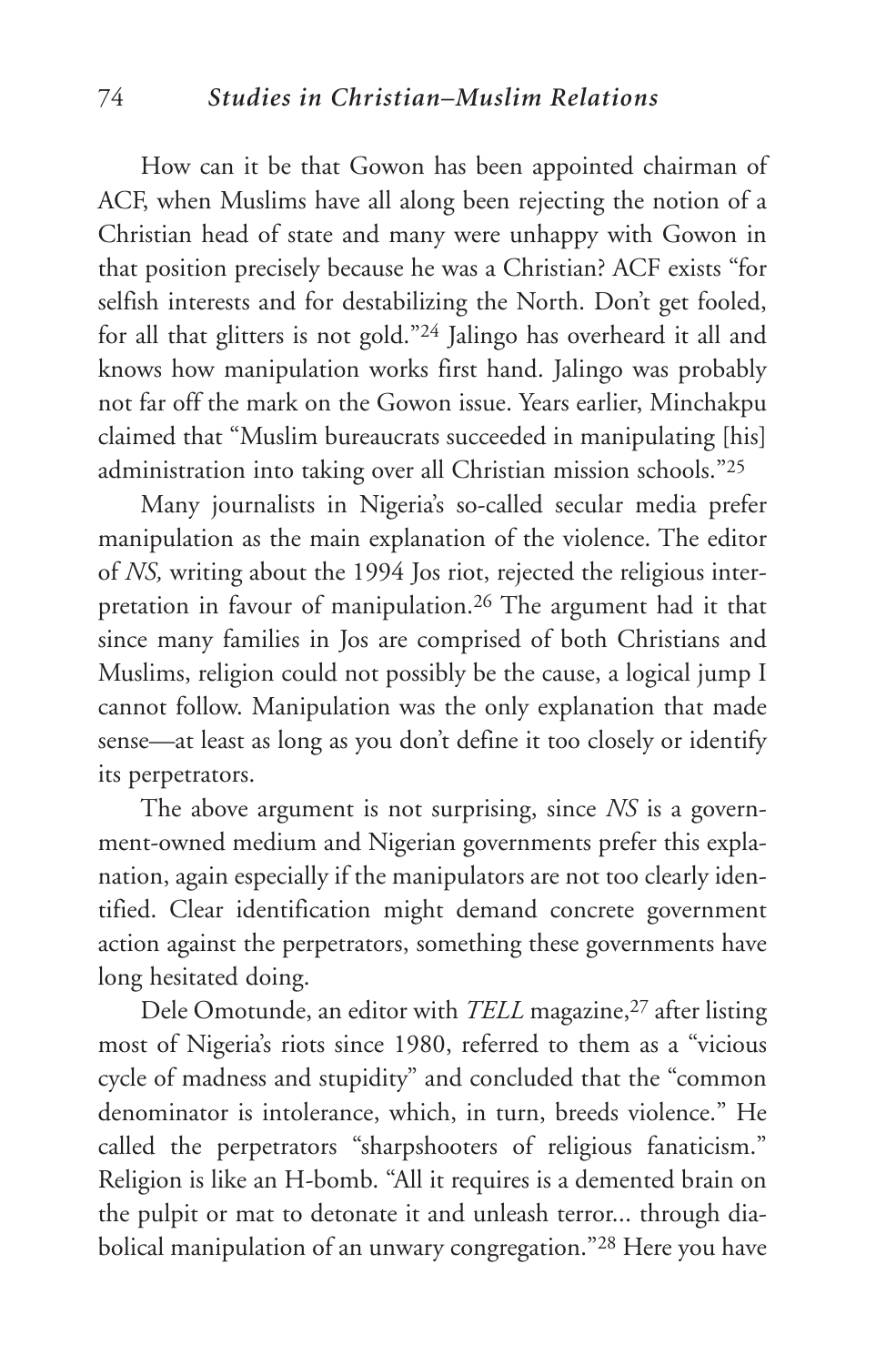How can it be that Gowon has been appointed chairman of ACF, when Muslims have all along been rejecting the notion of a Christian head of state and many were unhappy with Gowon in that position precisely because he was a Christian? ACF exists "for selfish interests and for destabilizing the North. Don't get fooled, for all that glitters is not gold."[24] Jalingo has overheard it all and knows how manipulation works first hand. Jalingo was probably not far off the mark on the Gowon issue. Years earlier, Minchakpu claimed that "Muslim bureaucrats succeeded in manipulating [his] administration into taking over all Christian mission schools."[25]

Many journalists in Nigeria's so-called secular media prefer manipulation as the main explanation of the violence. The editor of *NS,* writing about the 1994 Jos riot, rejected the religious interpretation in favour of manipulation.[26] The argument had it that since many families in Jos are comprised of both Christians and Muslims, religion could not possibly be the cause, a logical jump I cannot follow. Manipulation was the only explanation that made sense—at least as long as you don't define it too closely or identify its perpetrators.

The above argument is not surprising, since *NS* is a government-owned medium and Nigerian governments prefer this explanation, again especially if the manipulators are not too clearly identified. Clear identification might demand concrete government action against the perpetrators, something these governments have long hesitated doing.

Dele Omotunde, an editor with *TELL* magazine,[27] after listing most of Nigeria's riots since 1980, referred to them as a "vicious cycle of madness and stupidity" and concluded that the "common denominator is intolerance, which, in turn, breeds violence." He called the perpetrators "sharpshooters of religious fanaticism." Religion is like an H-bomb. "All it requires is a demented brain on the pulpit or mat to detonate it and unleash terror... through diabolical manipulation of an unwary congregation."[28] Here you have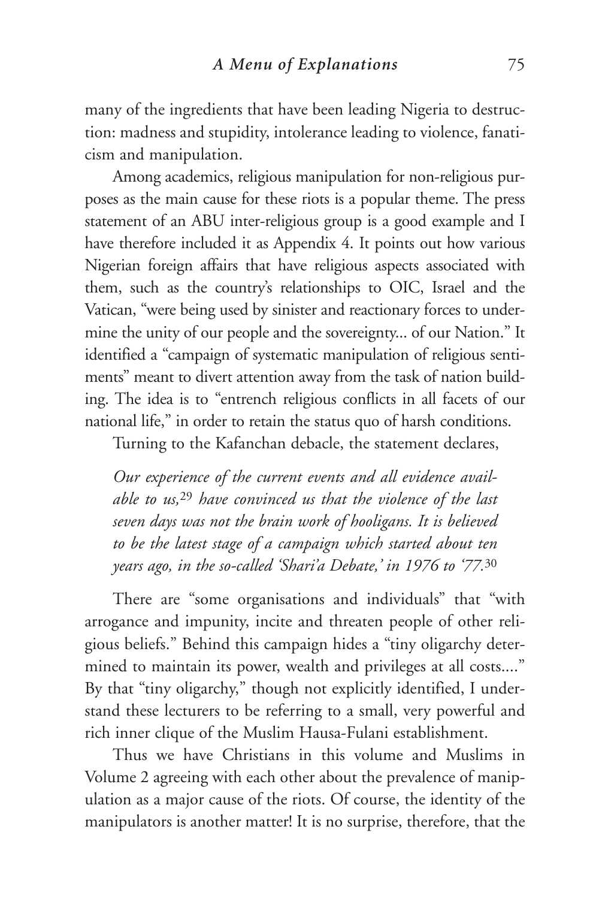many of the ingredients that have been leading Nigeria to destruction: madness and stupidity, intolerance leading to violence, fanaticism and manipulation.

Among academics, religious manipulation for non-religious purposes as the main cause for these riots is a popular theme. The press statement of an ABU inter-religious group is a good example and I have therefore included it as Appendix 4. It points out how various Nigerian foreign affairs that have religious aspects associated with them, such as the country's relationships to OIC, Israel and the Vatican, "were being used by sinister and reactionary forces to undermine the unity of our people and the sovereignty... of our Nation." It identified a "campaign of systematic manipulation of religious sentiments" meant to divert attention away from the task of nation building. The idea is to "entrench religious conflicts in all facets of our national life," in order to retain the status quo of harsh conditions.

Turning to the Kafanchan debacle, the statement declares,

> *Our experience of the current events and all evidence available to us,*[29] *have convinced us that the violence of the last seven days was not the brain work of hooligans. It is believed to be the latest stage of a campaign which started about ten years ago, in the so-called 'Shari'a Debate,' in 1976 to '77.*[30]

There are "some organisations and individuals" that "with arrogance and impunity, incite and threaten people of other religious beliefs." Behind this campaign hides a "tiny oligarchy determined to maintain its power, wealth and privileges at all costs...." By that "tiny oligarchy," though not explicitly identified, I understand these lecturers to be referring to a small, very powerful and rich inner clique of the Muslim Hausa-Fulani establishment.

Thus we have Christians in this volume and Muslims in Volume 2 agreeing with each other about the prevalence of manipulation as a major cause of the riots. Of course, the identity of the manipulators is another matter! It is no surprise, therefore, that the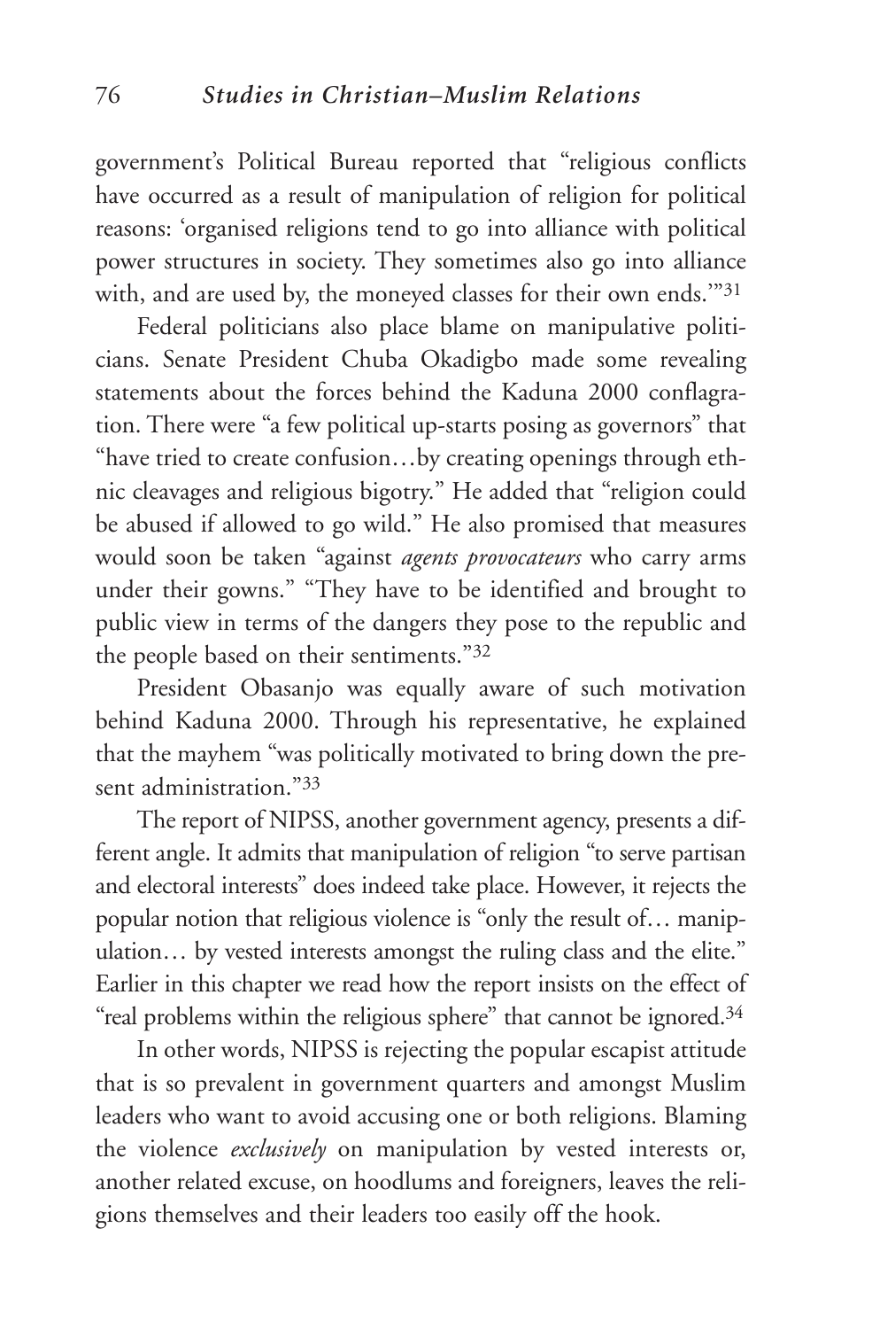government's Political Bureau reported that "religious conflicts have occurred as a result of manipulation of religion for political reasons: 'organised religions tend to go into alliance with political power structures in society. They sometimes also go into alliance with, and are used by, the moneyed classes for their own ends.'"[31]

Federal politicians also place blame on manipulative politicians. Senate President Chuba Okadigbo made some revealing statements about the forces behind the Kaduna 2000 conflagration. There were "a few political up-starts posing as governors" that "have tried to create confusion…by creating openings through ethnic cleavages and religious bigotry." He added that "religion could be abused if allowed to go wild." He also promised that measures would soon be taken "against *agents provocateurs* who carry arms under their gowns." "They have to be identified and brought to public view in terms of the dangers they pose to the republic and the people based on their sentiments."[32]

President Obasanjo was equally aware of such motivation behind Kaduna 2000. Through his representative, he explained that the mayhem "was politically motivated to bring down the present administration."[33]

The report of NIPSS, another government agency, presents a different angle. It admits that manipulation of religion "to serve partisan and electoral interests" does indeed take place. However, it rejects the popular notion that religious violence is "only the result of… manipulation… by vested interests amongst the ruling class and the elite." Earlier in this chapter we read how the report insists on the effect of "real problems within the religious sphere" that cannot be ignored.[34]

In other words, NIPSS is rejecting the popular escapist attitude that is so prevalent in government quarters and amongst Muslim leaders who want to avoid accusing one or both religions. Blaming the violence *exclusively* on manipulation by vested interests or, another related excuse, on hoodlums and foreigners, leaves the religions themselves and their leaders too easily off the hook.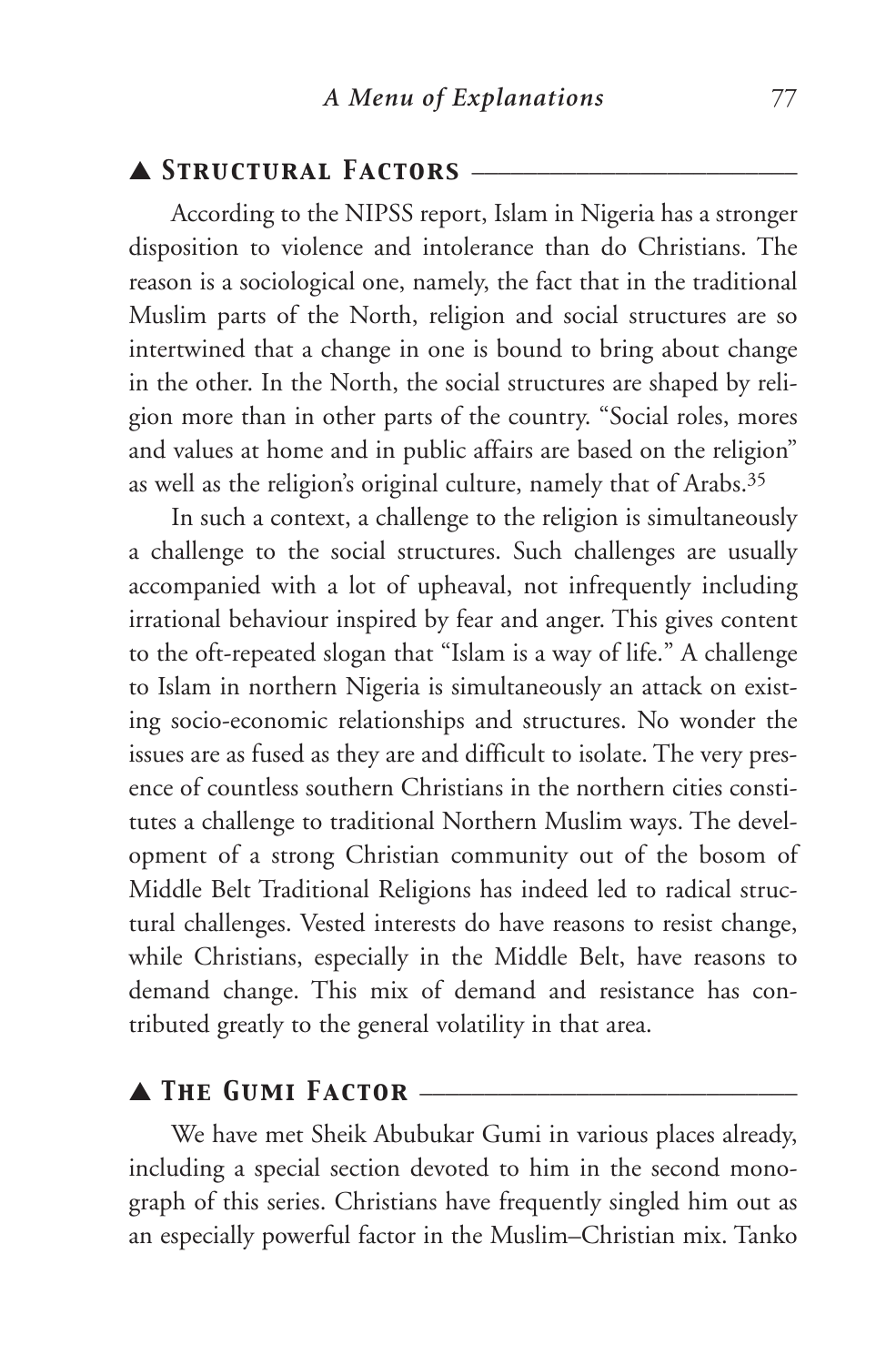## ▲ Structural Factors

According to the NIPSS report, Islam in Nigeria has a stronger disposition to violence and intolerance than do Christians. The reason is a sociological one, namely, the fact that in the traditional Muslim parts of the North, religion and social structures are so intertwined that a change in one is bound to bring about change in the other. In the North, the social structures are shaped by religion more than in other parts of the country. "Social roles, mores and values at home and in public affairs are based on the religion" as well as the religion's original culture, namely that of Arabs.[35]

In such a context, a challenge to the religion is simultaneously a challenge to the social structures. Such challenges are usually accompanied with a lot of upheaval, not infrequently including irrational behaviour inspired by fear and anger. This gives content to the oft-repeated slogan that "Islam is a way of life." A challenge to Islam in northern Nigeria is simultaneously an attack on existing socio-economic relationships and structures. No wonder the issues are as fused as they are and difficult to isolate. The very presence of countless southern Christians in the northern cities constitutes a challenge to traditional Northern Muslim ways. The development of a strong Christian community out of the bosom of Middle Belt Traditional Religions has indeed led to radical structural challenges. Vested interests do have reasons to resist change, while Christians, especially in the Middle Belt, have reasons to demand change. This mix of demand and resistance has contributed greatly to the general volatility in that area.

## ▲ *The Gumi Factor*

We have met Sheik Abubukar Gumi in various places already, including a special section devoted to him in the second monograph of this series. Christians have frequently singled him out as an especially powerful factor in the Muslim–Christian mix. Tanko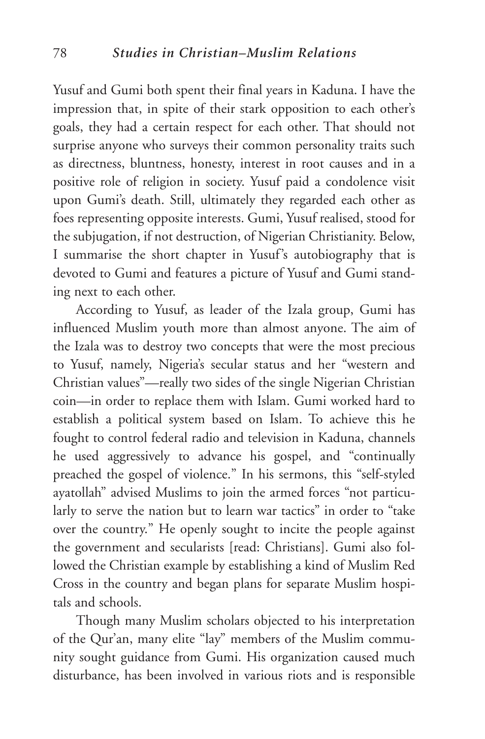Yusuf and Gumi both spent their final years in Kaduna. I have the impression that, in spite of their stark opposition to each other's goals, they had a certain respect for each other. That should not surprise anyone who surveys their common personality traits such as directness, bluntness, honesty, interest in root causes and in a positive role of religion in society. Yusuf paid a condolence visit upon Gumi's death. Still, ultimately they regarded each other as foes representing opposite interests. Gumi, Yusuf realised, stood for the subjugation, if not destruction, of Nigerian Christianity. Below, I summarise the short chapter in Yusuf's autobiography that is devoted to Gumi and features a picture of Yusuf and Gumi standing next to each other.

According to Yusuf, as leader of the Izala group, Gumi has influenced Muslim youth more than almost anyone. The aim of the Izala was to destroy two concepts that were the most precious to Yusuf, namely, Nigeria's secular status and her "western and Christian values"—really two sides of the single Nigerian Christian coin—in order to replace them with Islam. Gumi worked hard to establish a political system based on Islam. To achieve this he fought to control federal radio and television in Kaduna, channels he used aggressively to advance his gospel, and "continually preached the gospel of violence." In his sermons, this "self-styled ayatollah" advised Muslims to join the armed forces "not particularly to serve the nation but to learn war tactics" in order to "take over the country." He openly sought to incite the people against the government and secularists [read: Christians]. Gumi also followed the Christian example by establishing a kind of Muslim Red Cross in the country and began plans for separate Muslim hospitals and schools.

Though many Muslim scholars objected to his interpretation of the Qur'an, many elite "lay" members of the Muslim community sought guidance from Gumi. His organization caused much disturbance, has been involved in various riots and is responsible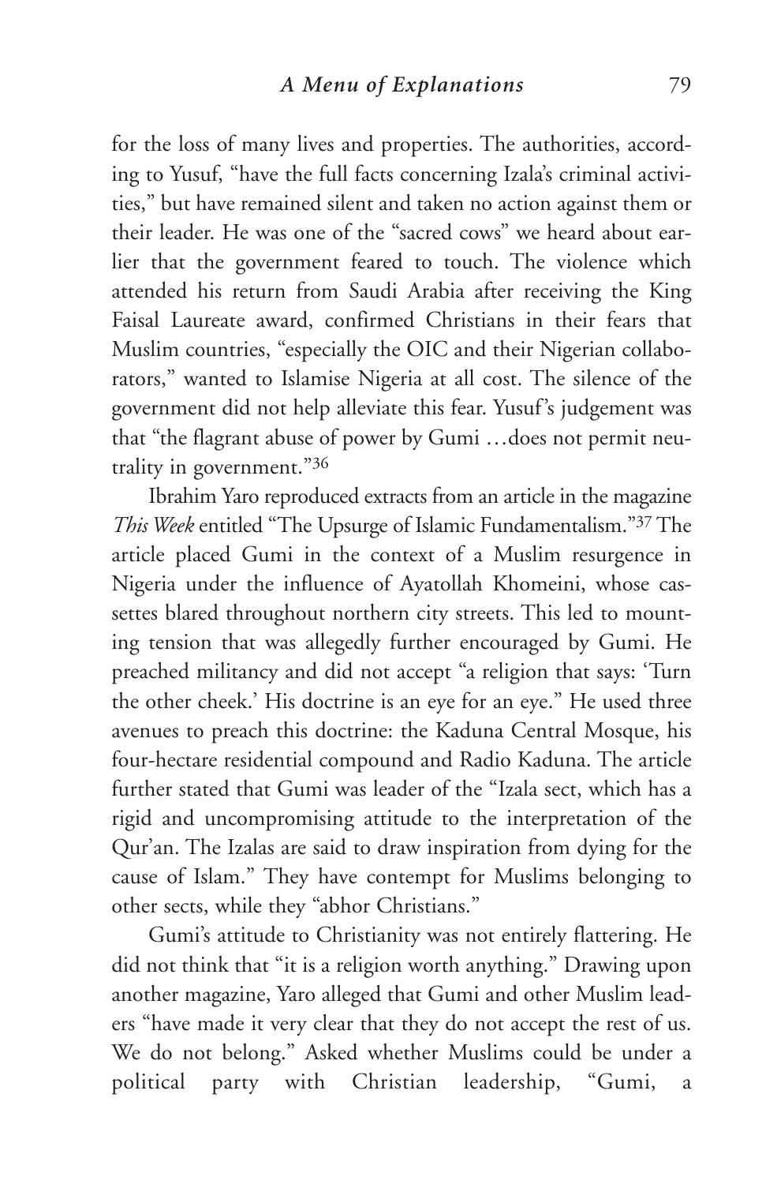for the loss of many lives and properties. The authorities, according to Yusuf, "have the full facts concerning Izala's criminal activities," but have remained silent and taken no action against them or their leader. He was one of the "sacred cows" we heard about earlier that the government feared to touch. The violence which attended his return from Saudi Arabia after receiving the King Faisal Laureate award, confirmed Christians in their fears that Muslim countries, "especially the OIC and their Nigerian collaborators," wanted to Islamise Nigeria at all cost. The silence of the government did not help alleviate this fear. Yusuf's judgement was that "the flagrant abuse of power by Gumi …does not permit neutrality in government."[36]

Ibrahim Yaro reproduced extracts from an article in the magazine *This Week* entitled "The Upsurge of Islamic Fundamentalism."[37] The article placed Gumi in the context of a Muslim resurgence in Nigeria under the influence of Ayatollah Khomeini, whose cassettes blared throughout northern city streets. This led to mounting tension that was allegedly further encouraged by Gumi. He preached militancy and did not accept "a religion that says: 'Turn the other cheek.' His doctrine is an eye for an eye." He used three avenues to preach this doctrine: the Kaduna Central Mosque, his four-hectare residential compound and Radio Kaduna. The article further stated that Gumi was leader of the "Izala sect, which has a rigid and uncompromising attitude to the interpretation of the Qur'an. The Izalas are said to draw inspiration from dying for the cause of Islam." They have contempt for Muslims belonging to other sects, while they "abhor Christians."

Gumi's attitude to Christianity was not entirely flattering. He did not think that "it is a religion worth anything." Drawing upon another magazine, Yaro alleged that Gumi and other Muslim leaders "have made it very clear that they do not accept the rest of us. We do not belong." Asked whether Muslims could be under a political party with Christian leadership, "Gumi, a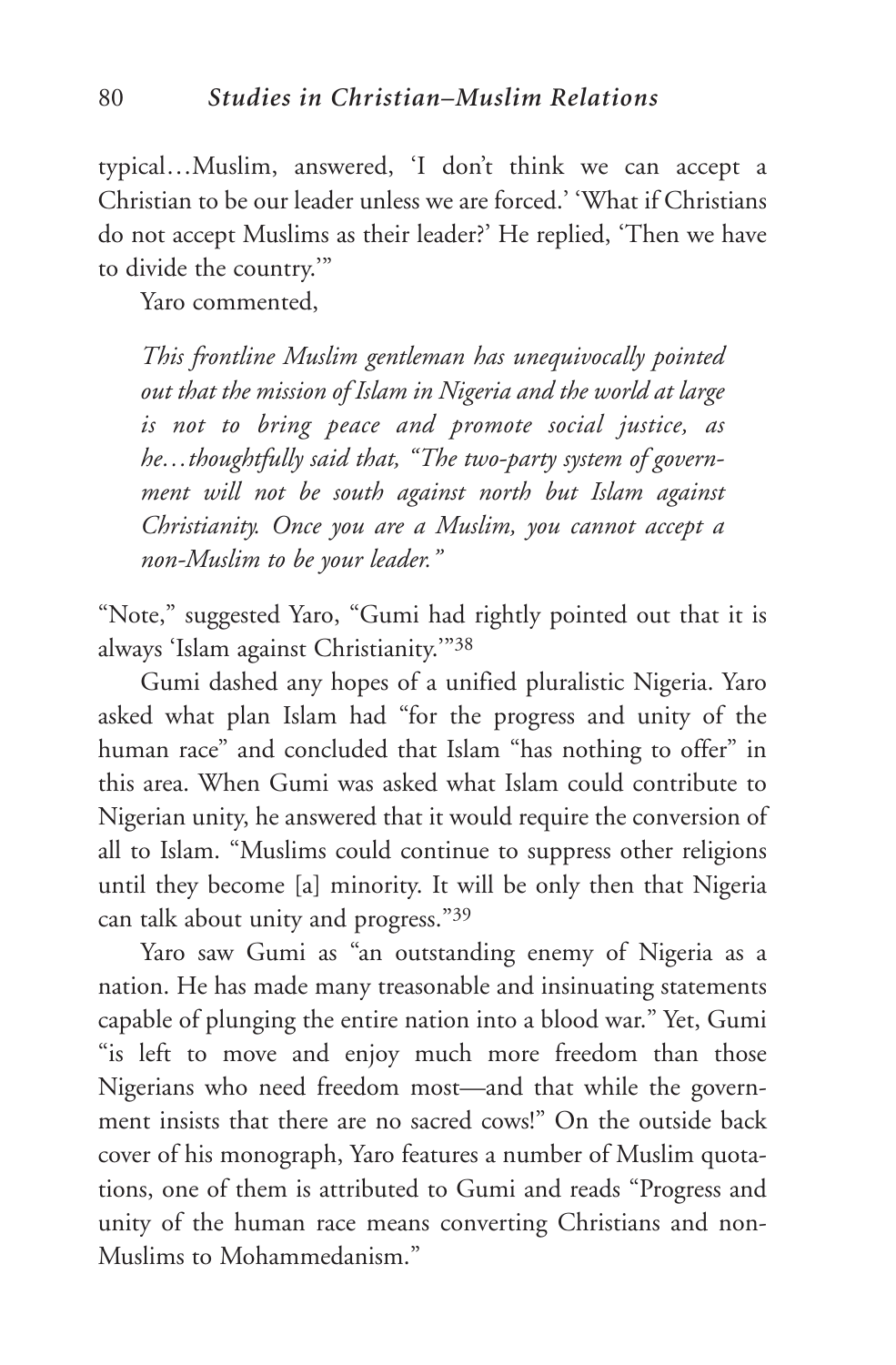typical…Muslim, answered, 'I don't think we can accept a Christian to be our leader unless we are forced.' 'What if Christians do not accept Muslims as their leader?' He replied, 'Then we have to divide the country.'"

Yaro commented,

> *This frontline Muslim gentleman has unequivocally pointed out that the mission of Islam in Nigeria and the world at large is not to bring peace and promote social justice, as he…thoughtfully said that, "The two-party system of government will not be south against north but Islam against Christianity. Once you are a Muslim, you cannot accept a non-Muslim to be your leader."*

"Note," suggested Yaro, "Gumi had rightly pointed out that it is always 'Islam against Christianity.'"[38]

Gumi dashed any hopes of a unified pluralistic Nigeria. Yaro asked what plan Islam had "for the progress and unity of the human race" and concluded that Islam "has nothing to offer" in this area. When Gumi was asked what Islam could contribute to Nigerian unity, he answered that it would require the conversion of all to Islam. "Muslims could continue to suppress other religions until they become [a] minority. It will be only then that Nigeria can talk about unity and progress."[39]

Yaro saw Gumi as "an outstanding enemy of Nigeria as a nation. He has made many treasonable and insinuating statements capable of plunging the entire nation into a blood war." Yet, Gumi "is left to move and enjoy much more freedom than those Nigerians who need freedom most—and that while the government insists that there are no sacred cows!" On the outside back cover of his monograph, Yaro features a number of Muslim quotations, one of them is attributed to Gumi and reads "Progress and unity of the human race means converting Christians and non-Muslims to Mohammedanism."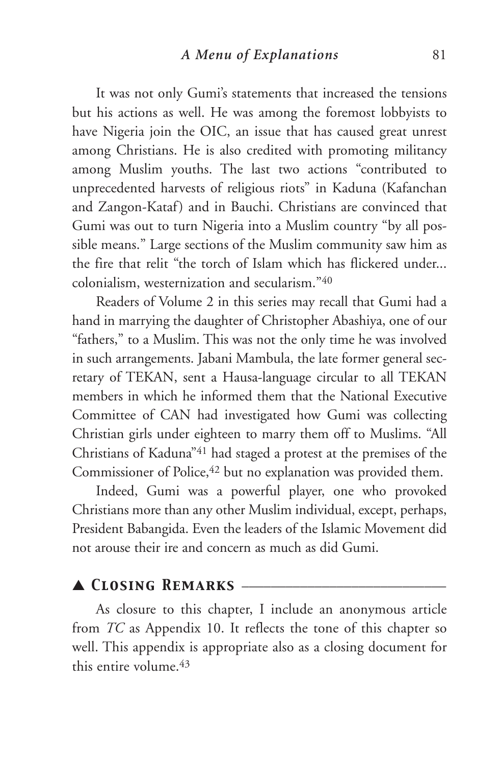It was not only Gumi's statements that increased the tensions but his actions as well. He was among the foremost lobbyists to have Nigeria join the OIC, an issue that has caused great unrest among Christians. He is also credited with promoting militancy among Muslim youths. The last two actions "contributed to unprecedented harvests of religious riots" in Kaduna (Kafanchan and Zangon-Kataf) and in Bauchi. Christians are convinced that Gumi was out to turn Nigeria into a Muslim country "by all possible means." Large sections of the Muslim community saw him as the fire that relit "the torch of Islam which has flickered under... colonialism, westernization and secularism."[40]

Readers of Volume 2 in this series may recall that Gumi had a hand in marrying the daughter of Christopher Abashiya, one of our "fathers," to a Muslim. This was not the only time he was involved in such arrangements. Jabani Mambula, the late former general secretary of TEKAN, sent a Hausa-language circular to all TEKAN members in which he informed them that the National Executive Committee of CAN had investigated how Gumi was collecting Christian girls under eighteen to marry them off to Muslims. "All Christians of Kaduna"[41] had staged a protest at the premises of the Commissioner of Police,[42] but no explanation was provided them.

Indeed, Gumi was a powerful player, one who provoked Christians more than any other Muslim individual, except, perhaps, President Babangida. Even the leaders of the Islamic Movement did not arouse their ire and concern as much as did Gumi.

## ▲ Closing Remarks

As closure to this chapter, I include an anonymous article from *TC* as Appendix 10. It reflects the tone of this chapter so well. This appendix is appropriate also as a closing document for this entire volume.[43]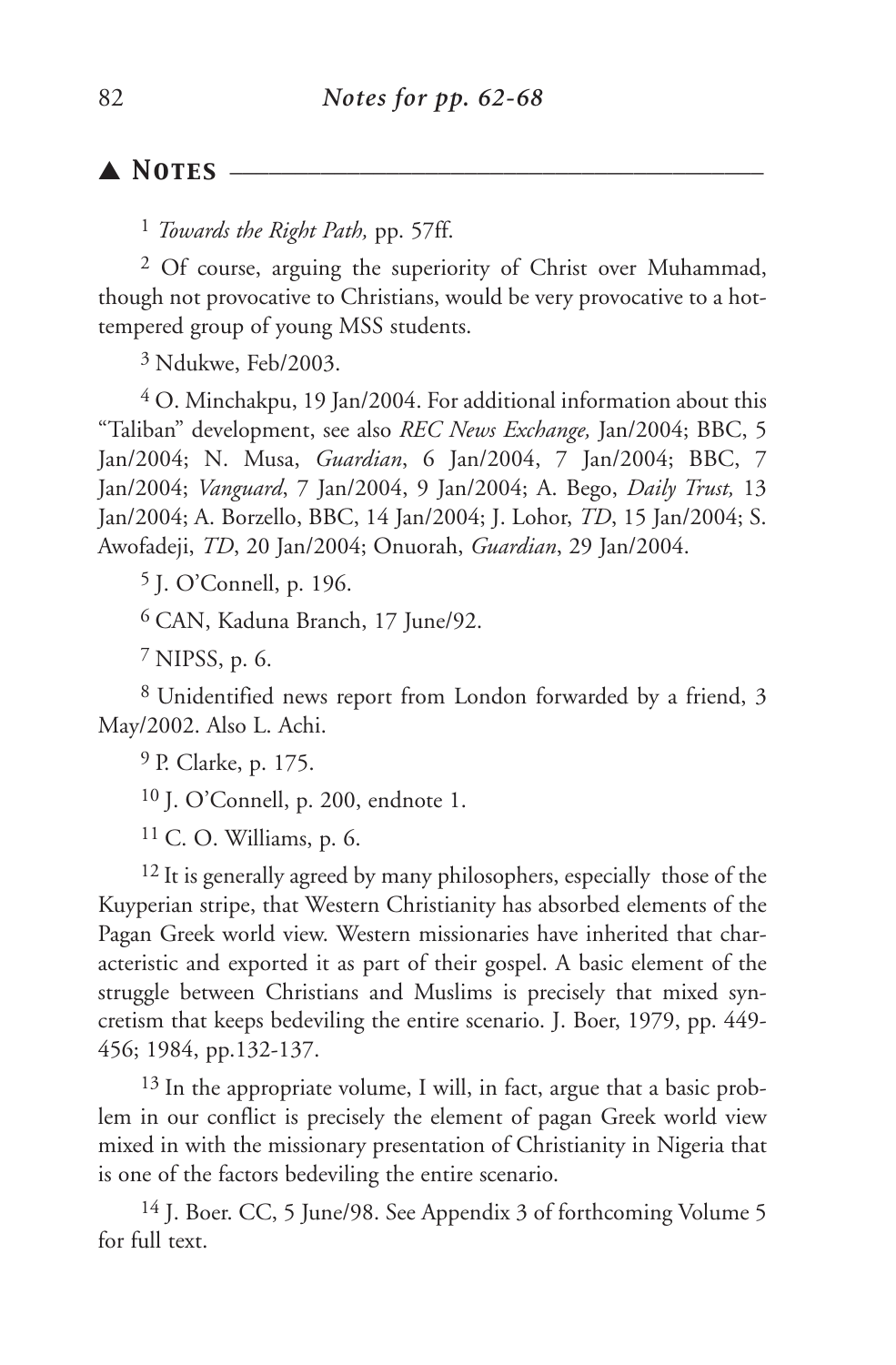## ▲ NOTES

[1] *Towards the Right Path,* pp. 57ff.

[2] Of course, arguing the superiority of Christ over Muhammad, though not provocative to Christians, would be very provocative to a hot-tempered group of young MSS students.

[3] Ndukwe, Feb/2003.

[4] O. Minchakpu, 19 Jan/2004. For additional information about this "Taliban" development, see also *REC News Exchange,* Jan/2004; BBC, 5 Jan/2004; N. Musa, *Guardian*, 6 Jan/2004, 7 Jan/2004; BBC, 7 Jan/2004; *Vanguard*, 7 Jan/2004, 9 Jan/2004; A. Bego, *Daily Trust,* 13 Jan/2004; A. Borzello, BBC, 14 Jan/2004; J. Lohor, *TD*, 15 Jan/2004; S. Awofadeji, *TD*, 20 Jan/2004; Onuorah, *Guardian*, 29 Jan/2004.

[5] J. O'Connell, p. 196.

[6] CAN, Kaduna Branch, 17 June/92.

[7] NIPSS, p. 6.

[8] Unidentified news report from London forwarded by a friend, 3 May/2002. Also L. Achi.

[9] P. Clarke, p. 175.

[10] J. O'Connell, p. 200, endnote 1.

[11] C. O. Williams, p. 6.

[12] It is generally agreed by many philosophers, especially those of the Kuyperian stripe, that Western Christianity has absorbed elements of the Pagan Greek world view. Western missionaries have inherited that characteristic and exported it as part of their gospel. A basic element of the struggle between Christians and Muslims is precisely that mixed syncretism that keeps bedeviling the entire scenario. J. Boer, 1979, pp. 449-456; 1984, pp.132-137.

[13] In the appropriate volume, I will, in fact, argue that a basic problem in our conflict is precisely the element of pagan Greek world view mixed in with the missionary presentation of Christianity in Nigeria that is one of the factors bedeviling the entire scenario.

[14] J. Boer. CC, 5 June/98. See Appendix 3 of forthcoming Volume 5 for full text.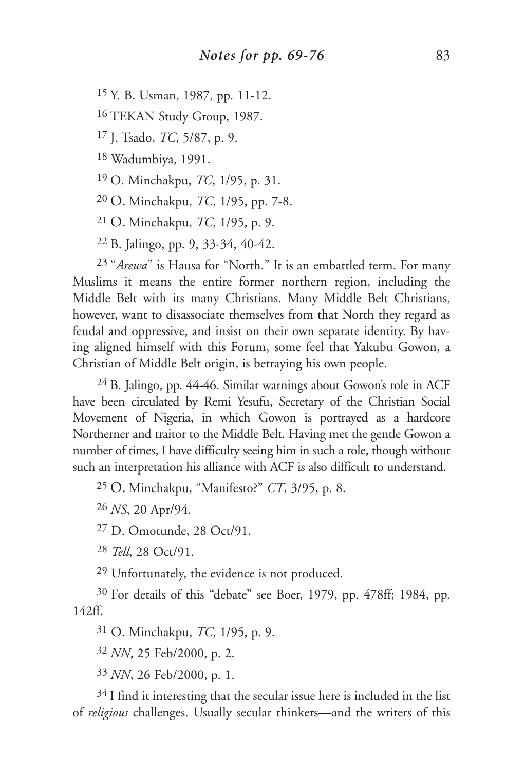[15] Y. B. Usman, 1987, pp. 11-12.

[16] TEKAN Study Group, 1987.

[17] J. Tsado, *TC*, 5/87, p. 9.

[18] Wadumbiya, 1991.

[19] O. Minchakpu, *TC*, 1/95, p. 31.

[20] O. Minchakpu, *TC*, 1/95, pp. 7-8.

[21] O. Minchakpu, *TC*, 1/95, p. 9.

[22] B. Jalingo, pp. 9, 33-34, 40-42.

[23] "*Arewa*" is Hausa for "North." It is an embattled term. For many Muslims it means the entire former northern region, including the Middle Belt with its many Christians. Many Middle Belt Christians, however, want to disassociate themselves from that North they regard as feudal and oppressive, and insist on their own separate identity. By having aligned himself with this Forum, some feel that Yakubu Gowon, a Christian of Middle Belt origin, is betraying his own people.

[24] B. Jalingo, pp. 44-46. Similar warnings about Gowon's role in ACF have been circulated by Remi Yesufu, Secretary of the Christian Social Movement of Nigeria, in which Gowon is portrayed as a hardcore Northerner and traitor to the Middle Belt. Having met the gentle Gowon a number of times, I have difficulty seeing him in such a role, though without such an interpretation his alliance with ACF is also difficult to understand.

[25] O. Minchakpu, "Manifesto?" *CT*, 3/95, p. 8.

[26] *NS*, 20 Apr/94.

[27] D. Omotunde, 28 Oct/91.

[28] *Tell*, 28 Oct/91.

[29] Unfortunately, the evidence is not produced.

[30] For details of this "debate" see Boer, 1979, pp. 478ff; 1984, pp. 142ff.

[31] O. Minchakpu, *TC*, 1/95, p. 9.

[32] *NN*, 25 Feb/2000, p. 2.

[33] *NN*, 26 Feb/2000, p. 1.

[34] I find it interesting that the secular issue here is included in the list of *religious* challenges. Usually secular thinkers—and the writers of this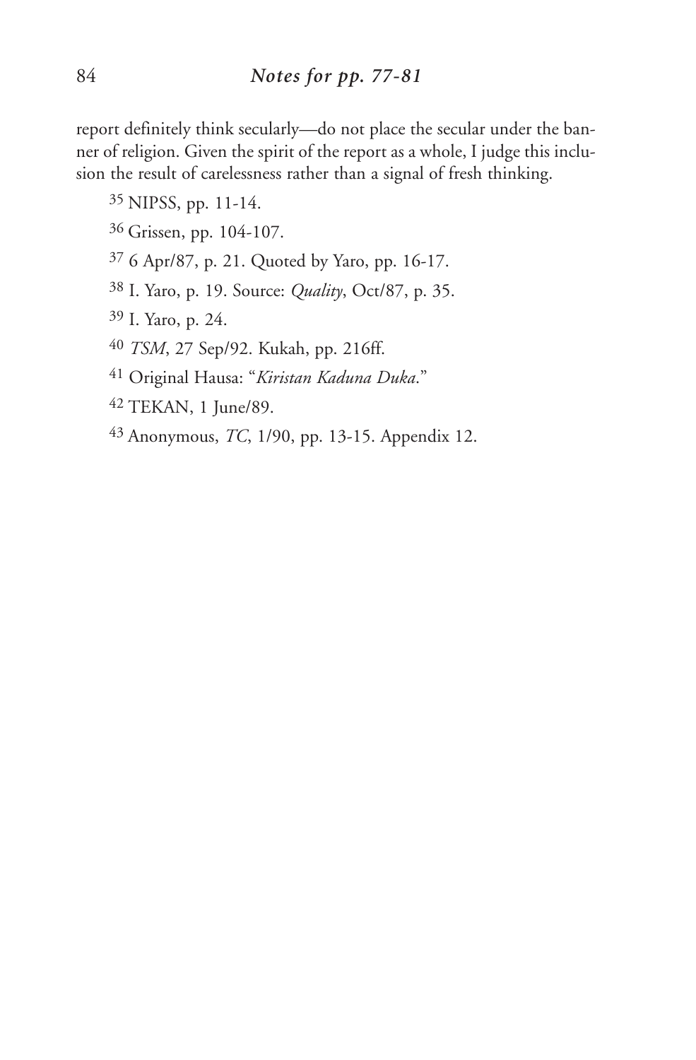report definitely think secularly—do not place the secular under the banner of religion. Given the spirit of the report as a whole, I judge this inclusion the result of carelessness rather than a signal of fresh thinking.

[35] NIPSS, pp. 11-14.

[36] Grissen, pp. 104-107.

[37] 6 Apr/87, p. 21. Quoted by Yaro, pp. 16-17.

[38] I. Yaro, p. 19. Source: *Quality*, Oct/87, p. 35.

[39] I. Yaro, p. 24.

[40] *TSM*, 27 Sep/92. Kukah, pp. 216ff.

[41] Original Hausa: "*Kiristan Kaduna Duka*."

[42] TEKAN, 1 June/89.

[43] Anonymous, *TC*, 1/90, pp. 13-15. Appendix 12.